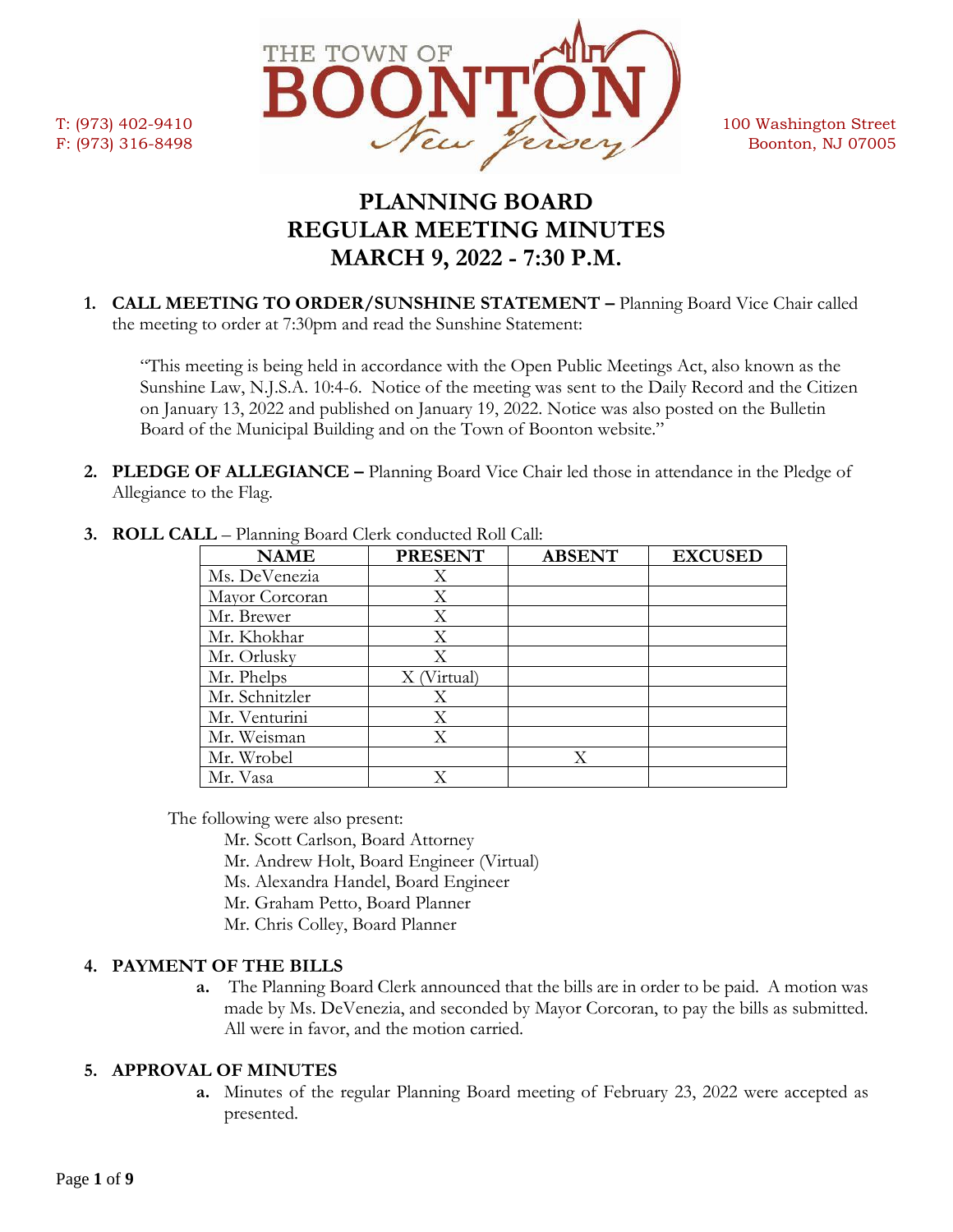T: (973) 402-9410
F: (973) 316-8498

THE TOWN OF BOONTON New Jersey

100 Washington Street
Boonton, NJ 07005

# PLANNING BOARD
# REGULAR MEETING MINUTES
# MARCH 9, 2022 - 7:30 P.M.

1. **CALL MEETING TO ORDER/SUNSHINE STATEMENT –** Planning Board Vice Chair called the meeting to order at 7:30pm and read the Sunshine Statement:

   "This meeting is being held in accordance with the Open Public Meetings Act, also known as the Sunshine Law, N.J.S.A. 10:4-6. Notice of the meeting was sent to the Daily Record and the Citizen on January 13, 2022 and published on January 19, 2022. Notice was also posted on the Bulletin Board of the Municipal Building and on the Town of Boonton website."

2. **PLEDGE OF ALLEGIANCE –** Planning Board Vice Chair led those in attendance in the Pledge of Allegiance to the Flag.

3. **ROLL CALL** – Planning Board Clerk conducted Roll Call:

| NAME | PRESENT | ABSENT | EXCUSED |
|---|---|---|---|
| Ms. DeVenezia | X | | |
| Mayor Corcoran | X | | |
| Mr. Brewer | X | | |
| Mr. Khokhar | X | | |
| Mr. Orlusky | X | | |
| Mr. Phelps | X (Virtual) | | |
| Mr. Schnitzler | X | | |
| Mr. Venturini | X | | |
| Mr. Weisman | X | | |
| Mr. Wrobel | | X | |
| Mr. Vasa | X | | |

The following were also present:

Mr. Scott Carlson, Board Attorney
Mr. Andrew Holt, Board Engineer (Virtual)
Ms. Alexandra Handel, Board Engineer
Mr. Graham Petto, Board Planner
Mr. Chris Colley, Board Planner

4. **PAYMENT OF THE BILLS**
   a. The Planning Board Clerk announced that the bills are in order to be paid. A motion was made by Ms. DeVenezia, and seconded by Mayor Corcoran, to pay the bills as submitted. All were in favor, and the motion carried.

5. **APPROVAL OF MINUTES**
   a. Minutes of the regular Planning Board meeting of February 23, 2022 were accepted as presented.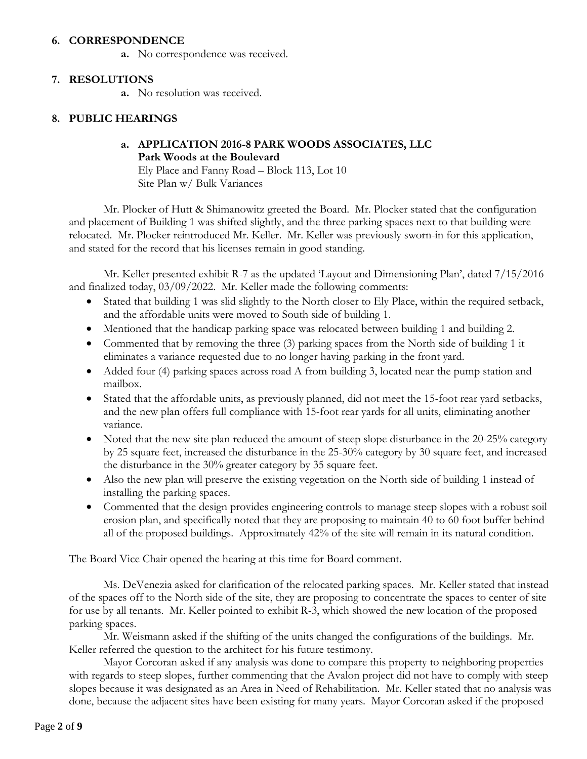## 6. CORRESPONDENCE

**a.** No correspondence was received.

## 7. RESOLUTIONS

**a.** No resolution was received.

## 8. PUBLIC HEARINGS

**a. APPLICATION 2016-8 PARK WOODS ASSOCIATES, LLC**
**Park Woods at the Boulevard**
Ely Place and Fanny Road – Block 113, Lot 10
Site Plan w/ Bulk Variances

Mr. Plocker of Hutt & Shimanowitz greeted the Board. Mr. Plocker stated that the configuration and placement of Building 1 was shifted slightly, and the three parking spaces next to that building were relocated. Mr. Plocker reintroduced Mr. Keller. Mr. Keller was previously sworn-in for this application, and stated for the record that his licenses remain in good standing.

Mr. Keller presented exhibit R-7 as the updated 'Layout and Dimensioning Plan', dated 7/15/2016 and finalized today, 03/09/2022. Mr. Keller made the following comments:

- Stated that building 1 was slid slightly to the North closer to Ely Place, within the required setback, and the affordable units were moved to South side of building 1.
- Mentioned that the handicap parking space was relocated between building 1 and building 2.
- Commented that by removing the three (3) parking spaces from the North side of building 1 it eliminates a variance requested due to no longer having parking in the front yard.
- Added four (4) parking spaces across road A from building 3, located near the pump station and mailbox.
- Stated that the affordable units, as previously planned, did not meet the 15-foot rear yard setbacks, and the new plan offers full compliance with 15-foot rear yards for all units, eliminating another variance.
- Noted that the new site plan reduced the amount of steep slope disturbance in the 20-25% category by 25 square feet, increased the disturbance in the 25-30% category by 30 square feet, and increased the disturbance in the 30% greater category by 35 square feet.
- Also the new plan will preserve the existing vegetation on the North side of building 1 instead of installing the parking spaces.
- Commented that the design provides engineering controls to manage steep slopes with a robust soil erosion plan, and specifically noted that they are proposing to maintain 40 to 60 foot buffer behind all of the proposed buildings. Approximately 42% of the site will remain in its natural condition.

The Board Vice Chair opened the hearing at this time for Board comment.

Ms. DeVenezia asked for clarification of the relocated parking spaces. Mr. Keller stated that instead of the spaces off to the North side of the site, they are proposing to concentrate the spaces to center of site for use by all tenants. Mr. Keller pointed to exhibit R-3, which showed the new location of the proposed parking spaces.

Mr. Weismann asked if the shifting of the units changed the configurations of the buildings. Mr. Keller referred the question to the architect for his future testimony.

Mayor Corcoran asked if any analysis was done to compare this property to neighboring properties with regards to steep slopes, further commenting that the Avalon project did not have to comply with steep slopes because it was designated as an Area in Need of Rehabilitation. Mr. Keller stated that no analysis was done, because the adjacent sites have been existing for many years. Mayor Corcoran asked if the proposed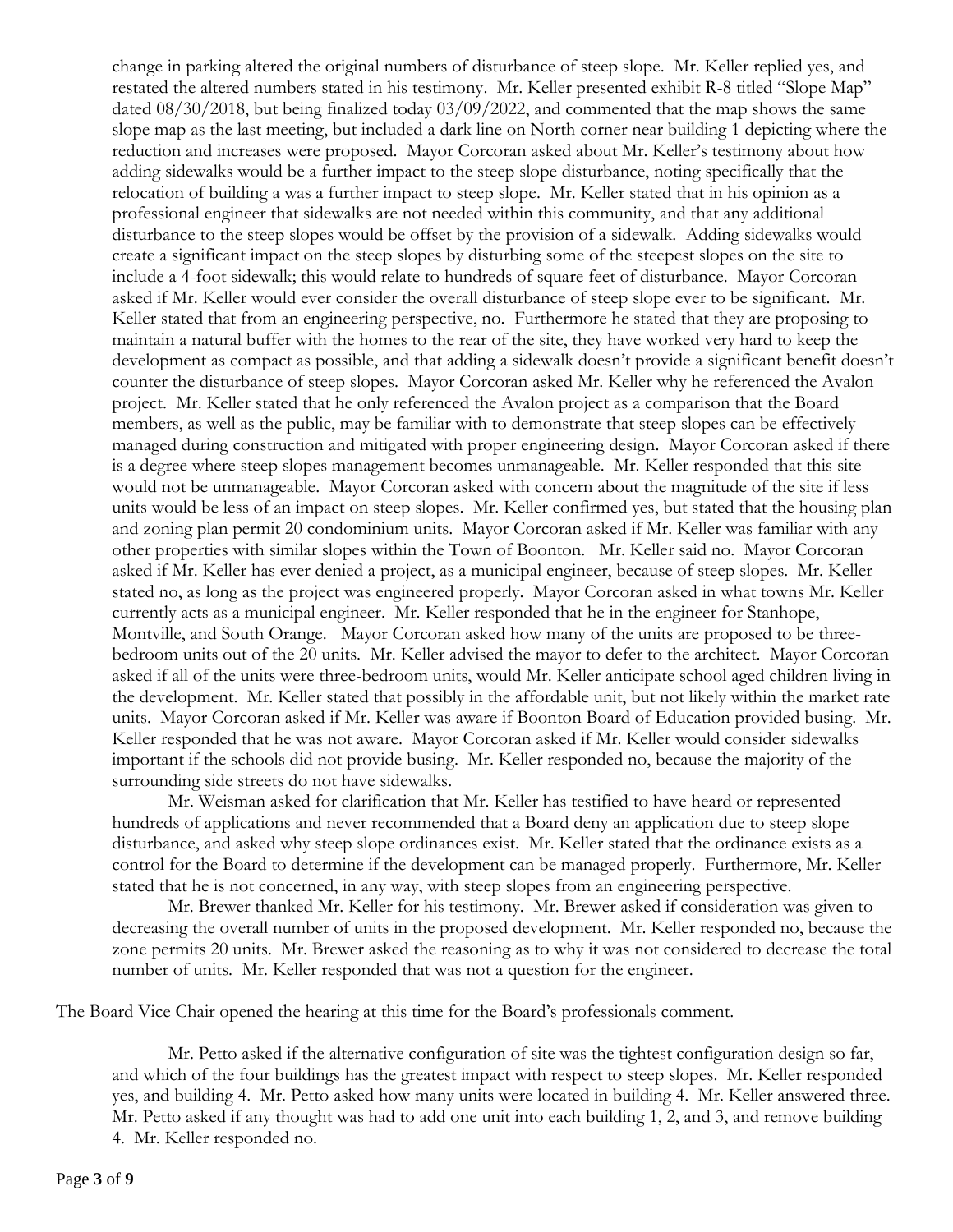change in parking altered the original numbers of disturbance of steep slope. Mr. Keller replied yes, and restated the altered numbers stated in his testimony. Mr. Keller presented exhibit R-8 titled "Slope Map" dated 08/30/2018, but being finalized today 03/09/2022, and commented that the map shows the same slope map as the last meeting, but included a dark line on North corner near building 1 depicting where the reduction and increases were proposed. Mayor Corcoran asked about Mr. Keller's testimony about how adding sidewalks would be a further impact to the steep slope disturbance, noting specifically that the relocation of building a was a further impact to steep slope. Mr. Keller stated that in his opinion as a professional engineer that sidewalks are not needed within this community, and that any additional disturbance to the steep slopes would be offset by the provision of a sidewalk. Adding sidewalks would create a significant impact on the steep slopes by disturbing some of the steepest slopes on the site to include a 4-foot sidewalk; this would relate to hundreds of square feet of disturbance. Mayor Corcoran asked if Mr. Keller would ever consider the overall disturbance of steep slope ever to be significant. Mr. Keller stated that from an engineering perspective, no. Furthermore he stated that they are proposing to maintain a natural buffer with the homes to the rear of the site, they have worked very hard to keep the development as compact as possible, and that adding a sidewalk doesn't provide a significant benefit doesn't counter the disturbance of steep slopes. Mayor Corcoran asked Mr. Keller why he referenced the Avalon project. Mr. Keller stated that he only referenced the Avalon project as a comparison that the Board members, as well as the public, may be familiar with to demonstrate that steep slopes can be effectively managed during construction and mitigated with proper engineering design. Mayor Corcoran asked if there is a degree where steep slopes management becomes unmanageable. Mr. Keller responded that this site would not be unmanageable. Mayor Corcoran asked with concern about the magnitude of the site if less units would be less of an impact on steep slopes. Mr. Keller confirmed yes, but stated that the housing plan and zoning plan permit 20 condominium units. Mayor Corcoran asked if Mr. Keller was familiar with any other properties with similar slopes within the Town of Boonton. Mr. Keller said no. Mayor Corcoran asked if Mr. Keller has ever denied a project, as a municipal engineer, because of steep slopes. Mr. Keller stated no, as long as the project was engineered properly. Mayor Corcoran asked in what towns Mr. Keller currently acts as a municipal engineer. Mr. Keller responded that he in the engineer for Stanhope, Montville, and South Orange. Mayor Corcoran asked how many of the units are proposed to be three-bedroom units out of the 20 units. Mr. Keller advised the mayor to defer to the architect. Mayor Corcoran asked if all of the units were three-bedroom units, would Mr. Keller anticipate school aged children living in the development. Mr. Keller stated that possibly in the affordable unit, but not likely within the market rate units. Mayor Corcoran asked if Mr. Keller was aware if Boonton Board of Education provided busing. Mr. Keller responded that he was not aware. Mayor Corcoran asked if Mr. Keller would consider sidewalks important if the schools did not provide busing. Mr. Keller responded no, because the majority of the surrounding side streets do not have sidewalks.

Mr. Weisman asked for clarification that Mr. Keller has testified to have heard or represented hundreds of applications and never recommended that a Board deny an application due to steep slope disturbance, and asked why steep slope ordinances exist. Mr. Keller stated that the ordinance exists as a control for the Board to determine if the development can be managed properly. Furthermore, Mr. Keller stated that he is not concerned, in any way, with steep slopes from an engineering perspective.

Mr. Brewer thanked Mr. Keller for his testimony. Mr. Brewer asked if consideration was given to decreasing the overall number of units in the proposed development. Mr. Keller responded no, because the zone permits 20 units. Mr. Brewer asked the reasoning as to why it was not considered to decrease the total number of units. Mr. Keller responded that was not a question for the engineer.

The Board Vice Chair opened the hearing at this time for the Board's professionals comment.

Mr. Petto asked if the alternative configuration of site was the tightest configuration design so far, and which of the four buildings has the greatest impact with respect to steep slopes. Mr. Keller responded yes, and building 4. Mr. Petto asked how many units were located in building 4. Mr. Keller answered three. Mr. Petto asked if any thought was had to add one unit into each building 1, 2, and 3, and remove building 4. Mr. Keller responded no.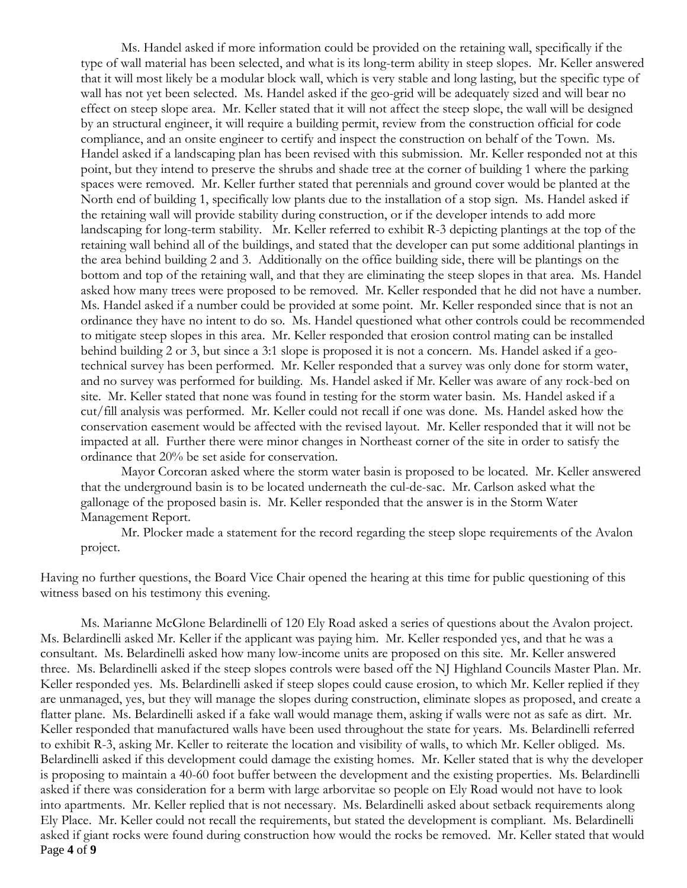Ms. Handel asked if more information could be provided on the retaining wall, specifically if the type of wall material has been selected, and what is its long-term ability in steep slopes. Mr. Keller answered that it will most likely be a modular block wall, which is very stable and long lasting, but the specific type of wall has not yet been selected. Ms. Handel asked if the geo-grid will be adequately sized and will bear no effect on steep slope area. Mr. Keller stated that it will not affect the steep slope, the wall will be designed by an structural engineer, it will require a building permit, review from the construction official for code compliance, and an onsite engineer to certify and inspect the construction on behalf of the Town. Ms. Handel asked if a landscaping plan has been revised with this submission. Mr. Keller responded not at this point, but they intend to preserve the shrubs and shade tree at the corner of building 1 where the parking spaces were removed. Mr. Keller further stated that perennials and ground cover would be planted at the North end of building 1, specifically low plants due to the installation of a stop sign. Ms. Handel asked if the retaining wall will provide stability during construction, or if the developer intends to add more landscaping for long-term stability. Mr. Keller referred to exhibit R-3 depicting plantings at the top of the retaining wall behind all of the buildings, and stated that the developer can put some additional plantings in the area behind building 2 and 3. Additionally on the office building side, there will be plantings on the bottom and top of the retaining wall, and that they are eliminating the steep slopes in that area. Ms. Handel asked how many trees were proposed to be removed. Mr. Keller responded that he did not have a number. Ms. Handel asked if a number could be provided at some point. Mr. Keller responded since that is not an ordinance they have no intent to do so. Ms. Handel questioned what other controls could be recommended to mitigate steep slopes in this area. Mr. Keller responded that erosion control mating can be installed behind building 2 or 3, but since a 3:1 slope is proposed it is not a concern. Ms. Handel asked if a geo-technical survey has been performed. Mr. Keller responded that a survey was only done for storm water, and no survey was performed for building. Ms. Handel asked if Mr. Keller was aware of any rock-bed on site. Mr. Keller stated that none was found in testing for the storm water basin. Ms. Handel asked if a cut/fill analysis was performed. Mr. Keller could not recall if one was done. Ms. Handel asked how the conservation easement would be affected with the revised layout. Mr. Keller responded that it will not be impacted at all. Further there were minor changes in Northeast corner of the site in order to satisfy the ordinance that 20% be set aside for conservation.

Mayor Corcoran asked where the storm water basin is proposed to be located. Mr. Keller answered that the underground basin is to be located underneath the cul-de-sac. Mr. Carlson asked what the gallonage of the proposed basin is. Mr. Keller responded that the answer is in the Storm Water Management Report.

Mr. Plocker made a statement for the record regarding the steep slope requirements of the Avalon project.

Having no further questions, the Board Vice Chair opened the hearing at this time for public questioning of this witness based on his testimony this evening.

Ms. Marianne McGlone Belardinelli of 120 Ely Road asked a series of questions about the Avalon project. Ms. Belardinelli asked Mr. Keller if the applicant was paying him. Mr. Keller responded yes, and that he was a consultant. Ms. Belardinelli asked how many low-income units are proposed on this site. Mr. Keller answered three. Ms. Belardinelli asked if the steep slopes controls were based off the NJ Highland Councils Master Plan. Mr. Keller responded yes. Ms. Belardinelli asked if steep slopes could cause erosion, to which Mr. Keller replied if they are unmanaged, yes, but they will manage the slopes during construction, eliminate slopes as proposed, and create a flatter plane. Ms. Belardinelli asked if a fake wall would manage them, asking if walls were not as safe as dirt. Mr. Keller responded that manufactured walls have been used throughout the state for years. Ms. Belardinelli referred to exhibit R-3, asking Mr. Keller to reiterate the location and visibility of walls, to which Mr. Keller obliged. Ms. Belardinelli asked if this development could damage the existing homes. Mr. Keller stated that is why the developer is proposing to maintain a 40-60 foot buffer between the development and the existing properties. Ms. Belardinelli asked if there was consideration for a berm with large arborvitae so people on Ely Road would not have to look into apartments. Mr. Keller replied that is not necessary. Ms. Belardinelli asked about setback requirements along Ely Place. Mr. Keller could not recall the requirements, but stated the development is compliant. Ms. Belardinelli asked if giant rocks were found during construction how would the rocks be removed. Mr. Keller stated that would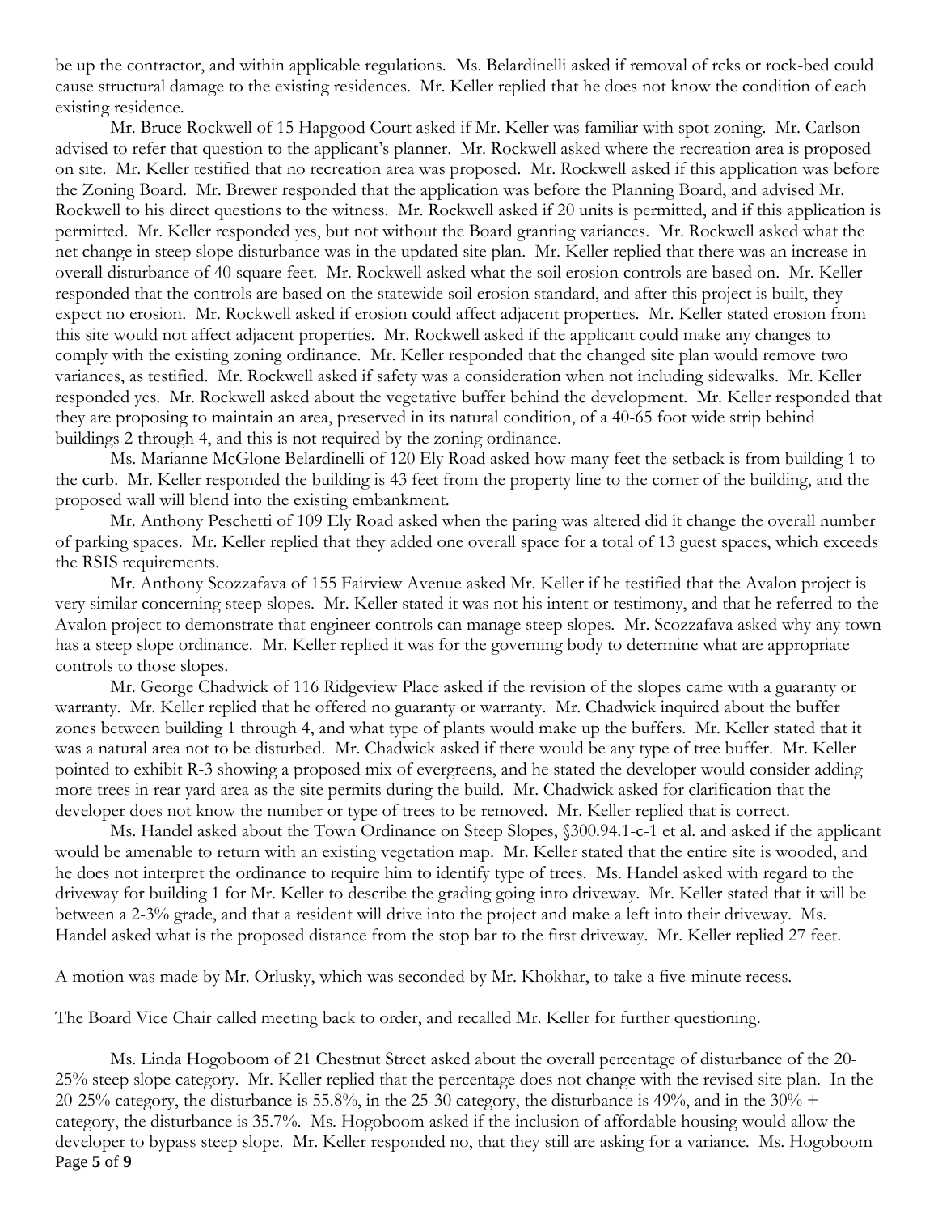be up the contractor, and within applicable regulations. Ms. Belardinelli asked if removal of rcks or rock-bed could cause structural damage to the existing residences. Mr. Keller replied that he does not know the condition of each existing residence.

Mr. Bruce Rockwell of 15 Hapgood Court asked if Mr. Keller was familiar with spot zoning. Mr. Carlson advised to refer that question to the applicant's planner. Mr. Rockwell asked where the recreation area is proposed on site. Mr. Keller testified that no recreation area was proposed. Mr. Rockwell asked if this application was before the Zoning Board. Mr. Brewer responded that the application was before the Planning Board, and advised Mr. Rockwell to his direct questions to the witness. Mr. Rockwell asked if 20 units is permitted, and if this application is permitted. Mr. Keller responded yes, but not without the Board granting variances. Mr. Rockwell asked what the net change in steep slope disturbance was in the updated site plan. Mr. Keller replied that there was an increase in overall disturbance of 40 square feet. Mr. Rockwell asked what the soil erosion controls are based on. Mr. Keller responded that the controls are based on the statewide soil erosion standard, and after this project is built, they expect no erosion. Mr. Rockwell asked if erosion could affect adjacent properties. Mr. Keller stated erosion from this site would not affect adjacent properties. Mr. Rockwell asked if the applicant could make any changes to comply with the existing zoning ordinance. Mr. Keller responded that the changed site plan would remove two variances, as testified. Mr. Rockwell asked if safety was a consideration when not including sidewalks. Mr. Keller responded yes. Mr. Rockwell asked about the vegetative buffer behind the development. Mr. Keller responded that they are proposing to maintain an area, preserved in its natural condition, of a 40-65 foot wide strip behind buildings 2 through 4, and this is not required by the zoning ordinance.

Ms. Marianne McGlone Belardinelli of 120 Ely Road asked how many feet the setback is from building 1 to the curb. Mr. Keller responded the building is 43 feet from the property line to the corner of the building, and the proposed wall will blend into the existing embankment.

Mr. Anthony Peschetti of 109 Ely Road asked when the paring was altered did it change the overall number of parking spaces. Mr. Keller replied that they added one overall space for a total of 13 guest spaces, which exceeds the RSIS requirements.

Mr. Anthony Scozzafava of 155 Fairview Avenue asked Mr. Keller if he testified that the Avalon project is very similar concerning steep slopes. Mr. Keller stated it was not his intent or testimony, and that he referred to the Avalon project to demonstrate that engineer controls can manage steep slopes. Mr. Scozzafava asked why any town has a steep slope ordinance. Mr. Keller replied it was for the governing body to determine what are appropriate controls to those slopes.

Mr. George Chadwick of 116 Ridgeview Place asked if the revision of the slopes came with a guaranty or warranty. Mr. Keller replied that he offered no guaranty or warranty. Mr. Chadwick inquired about the buffer zones between building 1 through 4, and what type of plants would make up the buffers. Mr. Keller stated that it was a natural area not to be disturbed. Mr. Chadwick asked if there would be any type of tree buffer. Mr. Keller pointed to exhibit R-3 showing a proposed mix of evergreens, and he stated the developer would consider adding more trees in rear yard area as the site permits during the build. Mr. Chadwick asked for clarification that the developer does not know the number or type of trees to be removed. Mr. Keller replied that is correct.

Ms. Handel asked about the Town Ordinance on Steep Slopes, §300.94.1-c-1 et al. and asked if the applicant would be amenable to return with an existing vegetation map. Mr. Keller stated that the entire site is wooded, and he does not interpret the ordinance to require him to identify type of trees. Ms. Handel asked with regard to the driveway for building 1 for Mr. Keller to describe the grading going into driveway. Mr. Keller stated that it will be between a 2-3% grade, and that a resident will drive into the project and make a left into their driveway. Ms. Handel asked what is the proposed distance from the stop bar to the first driveway. Mr. Keller replied 27 feet.

A motion was made by Mr. Orlusky, which was seconded by Mr. Khokhar, to take a five-minute recess.

The Board Vice Chair called meeting back to order, and recalled Mr. Keller for further questioning.

Ms. Linda Hogoboom of 21 Chestnut Street asked about the overall percentage of disturbance of the 20-25% steep slope category. Mr. Keller replied that the percentage does not change with the revised site plan. In the 20-25% category, the disturbance is 55.8%, in the 25-30 category, the disturbance is 49%, and in the 30% + category, the disturbance is 35.7%. Ms. Hogoboom asked if the inclusion of affordable housing would allow the developer to bypass steep slope. Mr. Keller responded no, that they still are asking for a variance. Ms. Hogoboom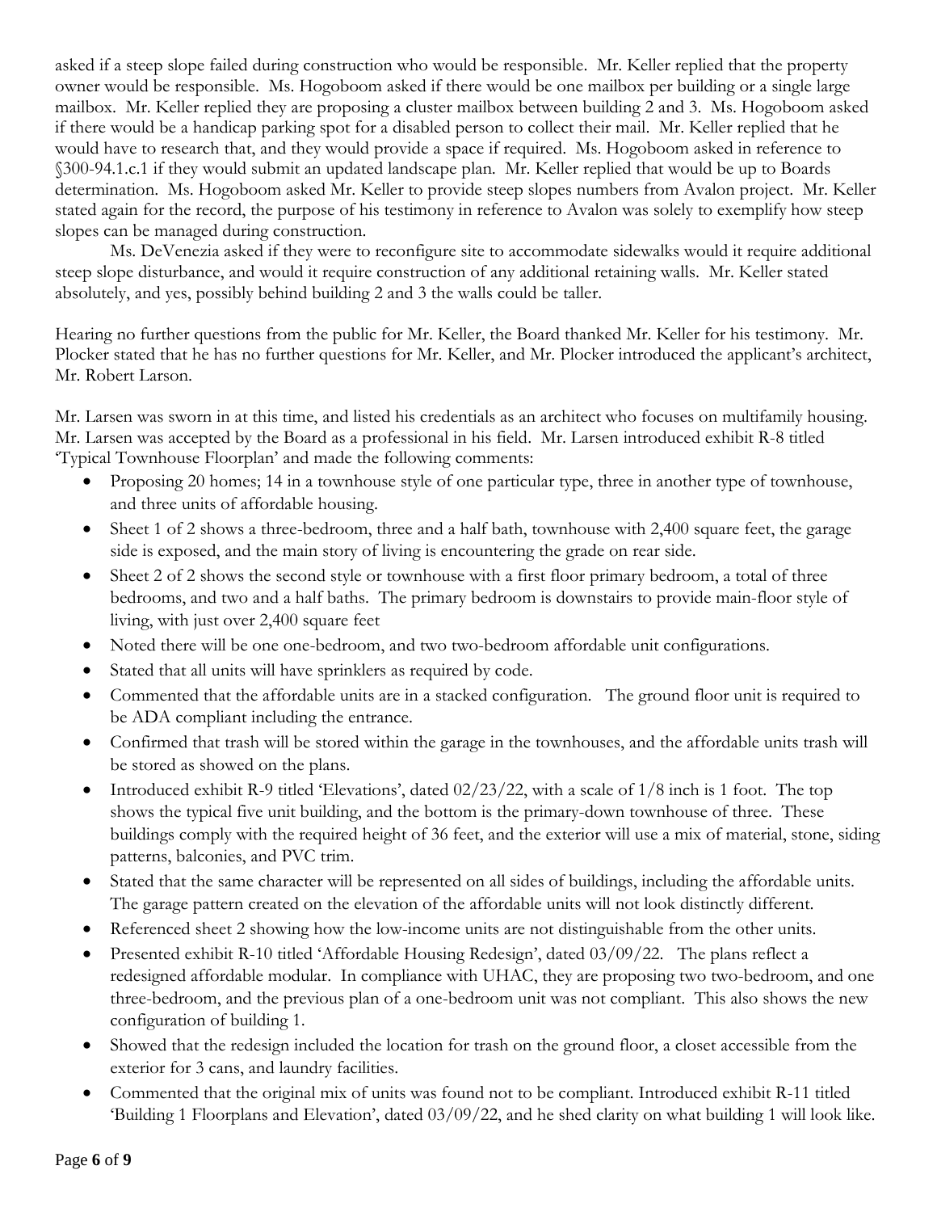asked if a steep slope failed during construction who would be responsible. Mr. Keller replied that the property owner would be responsible. Ms. Hogoboom asked if there would be one mailbox per building or a single large mailbox. Mr. Keller replied they are proposing a cluster mailbox between building 2 and 3. Ms. Hogoboom asked if there would be a handicap parking spot for a disabled person to collect their mail. Mr. Keller replied that he would have to research that, and they would provide a space if required. Ms. Hogoboom asked in reference to §300-94.1.c.1 if they would submit an updated landscape plan. Mr. Keller replied that would be up to Boards determination. Ms. Hogoboom asked Mr. Keller to provide steep slopes numbers from Avalon project. Mr. Keller stated again for the record, the purpose of his testimony in reference to Avalon was solely to exemplify how steep slopes can be managed during construction.

Ms. DeVenezia asked if they were to reconfigure site to accommodate sidewalks would it require additional steep slope disturbance, and would it require construction of any additional retaining walls. Mr. Keller stated absolutely, and yes, possibly behind building 2 and 3 the walls could be taller.

Hearing no further questions from the public for Mr. Keller, the Board thanked Mr. Keller for his testimony. Mr. Plocker stated that he has no further questions for Mr. Keller, and Mr. Plocker introduced the applicant's architect, Mr. Robert Larson.

Mr. Larsen was sworn in at this time, and listed his credentials as an architect who focuses on multifamily housing. Mr. Larsen was accepted by the Board as a professional in his field. Mr. Larsen introduced exhibit R-8 titled 'Typical Townhouse Floorplan' and made the following comments:

- Proposing 20 homes; 14 in a townhouse style of one particular type, three in another type of townhouse, and three units of affordable housing.
- Sheet 1 of 2 shows a three-bedroom, three and a half bath, townhouse with 2,400 square feet, the garage side is exposed, and the main story of living is encountering the grade on rear side.
- Sheet 2 of 2 shows the second style or townhouse with a first floor primary bedroom, a total of three bedrooms, and two and a half baths. The primary bedroom is downstairs to provide main-floor style of living, with just over 2,400 square feet
- Noted there will be one one-bedroom, and two two-bedroom affordable unit configurations.
- Stated that all units will have sprinklers as required by code.
- Commented that the affordable units are in a stacked configuration. The ground floor unit is required to be ADA compliant including the entrance.
- Confirmed that trash will be stored within the garage in the townhouses, and the affordable units trash will be stored as showed on the plans.
- Introduced exhibit R-9 titled 'Elevations', dated 02/23/22, with a scale of 1/8 inch is 1 foot. The top shows the typical five unit building, and the bottom is the primary-down townhouse of three. These buildings comply with the required height of 36 feet, and the exterior will use a mix of material, stone, siding patterns, balconies, and PVC trim.
- Stated that the same character will be represented on all sides of buildings, including the affordable units. The garage pattern created on the elevation of the affordable units will not look distinctly different.
- Referenced sheet 2 showing how the low-income units are not distinguishable from the other units.
- Presented exhibit R-10 titled 'Affordable Housing Redesign', dated 03/09/22. The plans reflect a redesigned affordable modular. In compliance with UHAC, they are proposing two two-bedroom, and one three-bedroom, and the previous plan of a one-bedroom unit was not compliant. This also shows the new configuration of building 1.
- Showed that the redesign included the location for trash on the ground floor, a closet accessible from the exterior for 3 cans, and laundry facilities.
- Commented that the original mix of units was found not to be compliant. Introduced exhibit R-11 titled 'Building 1 Floorplans and Elevation', dated 03/09/22, and he shed clarity on what building 1 will look like.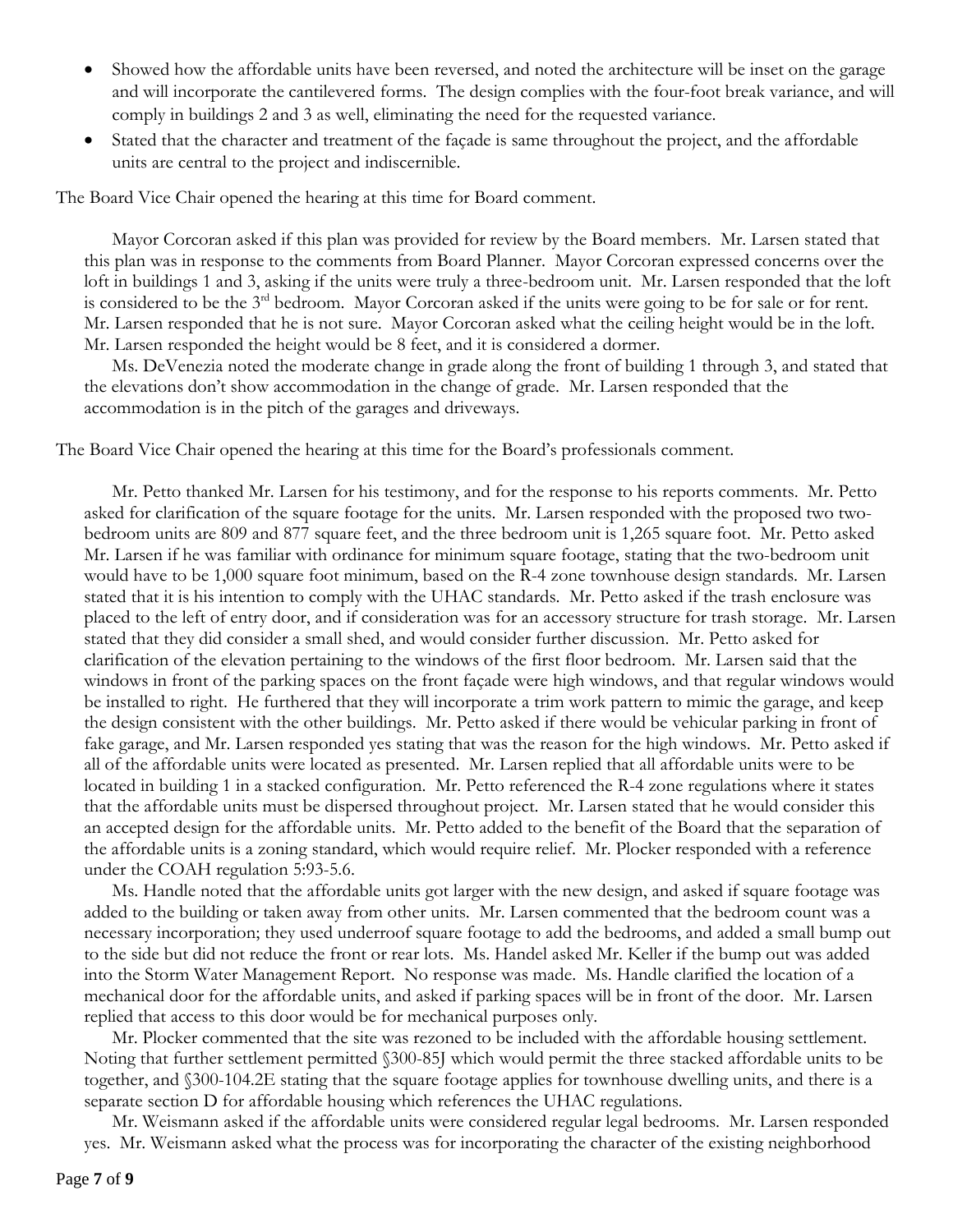- Showed how the affordable units have been reversed, and noted the architecture will be inset on the garage and will incorporate the cantilevered forms. The design complies with the four-foot break variance, and will comply in buildings 2 and 3 as well, eliminating the need for the requested variance.
- Stated that the character and treatment of the façade is same throughout the project, and the affordable units are central to the project and indiscernible.

The Board Vice Chair opened the hearing at this time for Board comment.

Mayor Corcoran asked if this plan was provided for review by the Board members. Mr. Larsen stated that this plan was in response to the comments from Board Planner. Mayor Corcoran expressed concerns over the loft in buildings 1 and 3, asking if the units were truly a three-bedroom unit. Mr. Larsen responded that the loft is considered to be the 3rd bedroom. Mayor Corcoran asked if the units were going to be for sale or for rent. Mr. Larsen responded that he is not sure. Mayor Corcoran asked what the ceiling height would be in the loft. Mr. Larsen responded the height would be 8 feet, and it is considered a dormer.

Ms. DeVenezia noted the moderate change in grade along the front of building 1 through 3, and stated that the elevations don't show accommodation in the change of grade. Mr. Larsen responded that the accommodation is in the pitch of the garages and driveways.

The Board Vice Chair opened the hearing at this time for the Board's professionals comment.

Mr. Petto thanked Mr. Larsen for his testimony, and for the response to his reports comments. Mr. Petto asked for clarification of the square footage for the units. Mr. Larsen responded with the proposed two two-bedroom units are 809 and 877 square feet, and the three bedroom unit is 1,265 square foot. Mr. Petto asked Mr. Larsen if he was familiar with ordinance for minimum square footage, stating that the two-bedroom unit would have to be 1,000 square foot minimum, based on the R-4 zone townhouse design standards. Mr. Larsen stated that it is his intention to comply with the UHAC standards. Mr. Petto asked if the trash enclosure was placed to the left of entry door, and if consideration was for an accessory structure for trash storage. Mr. Larsen stated that they did consider a small shed, and would consider further discussion. Mr. Petto asked for clarification of the elevation pertaining to the windows of the first floor bedroom. Mr. Larsen said that the windows in front of the parking spaces on the front façade were high windows, and that regular windows would be installed to right. He furthered that they will incorporate a trim work pattern to mimic the garage, and keep the design consistent with the other buildings. Mr. Petto asked if there would be vehicular parking in front of fake garage, and Mr. Larsen responded yes stating that was the reason for the high windows. Mr. Petto asked if all of the affordable units were located as presented. Mr. Larsen replied that all affordable units were to be located in building 1 in a stacked configuration. Mr. Petto referenced the R-4 zone regulations where it states that the affordable units must be dispersed throughout project. Mr. Larsen stated that he would consider this an accepted design for the affordable units. Mr. Petto added to the benefit of the Board that the separation of the affordable units is a zoning standard, which would require relief. Mr. Plocker responded with a reference under the COAH regulation 5:93-5.6.

Ms. Handle noted that the affordable units got larger with the new design, and asked if square footage was added to the building or taken away from other units. Mr. Larsen commented that the bedroom count was a necessary incorporation; they used underroof square footage to add the bedrooms, and added a small bump out to the side but did not reduce the front or rear lots. Ms. Handel asked Mr. Keller if the bump out was added into the Storm Water Management Report. No response was made. Ms. Handle clarified the location of a mechanical door for the affordable units, and asked if parking spaces will be in front of the door. Mr. Larsen replied that access to this door would be for mechanical purposes only.

Mr. Plocker commented that the site was rezoned to be included with the affordable housing settlement. Noting that further settlement permitted §300-85J which would permit the three stacked affordable units to be together, and §300-104.2E stating that the square footage applies for townhouse dwelling units, and there is a separate section D for affordable housing which references the UHAC regulations.

Mr. Weismann asked if the affordable units were considered regular legal bedrooms. Mr. Larsen responded yes. Mr. Weismann asked what the process was for incorporating the character of the existing neighborhood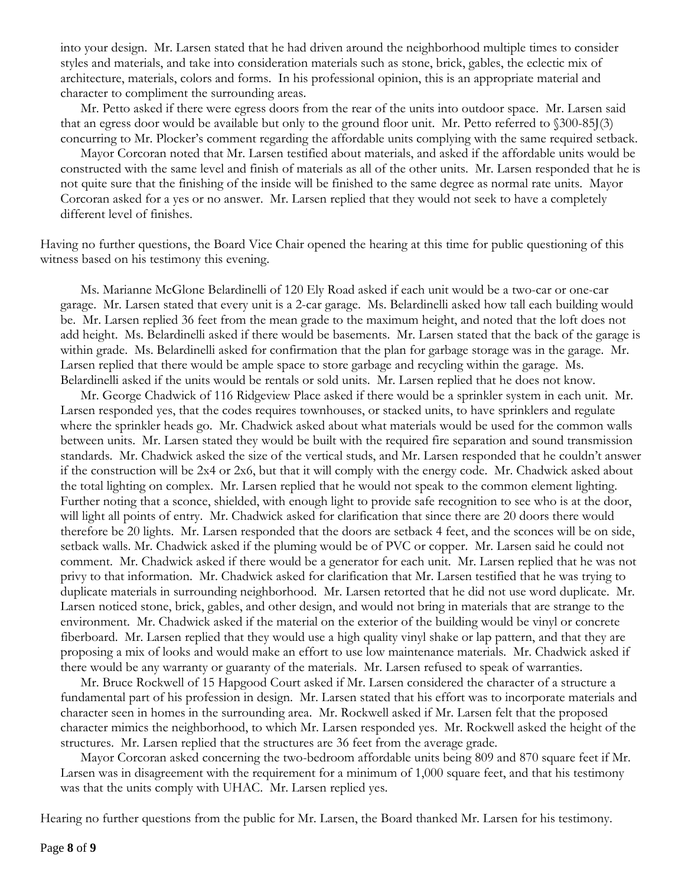into your design. Mr. Larsen stated that he had driven around the neighborhood multiple times to consider styles and materials, and take into consideration materials such as stone, brick, gables, the eclectic mix of architecture, materials, colors and forms. In his professional opinion, this is an appropriate material and character to compliment the surrounding areas.

Mr. Petto asked if there were egress doors from the rear of the units into outdoor space. Mr. Larsen said that an egress door would be available but only to the ground floor unit. Mr. Petto referred to §300-85J(3) concurring to Mr. Plocker's comment regarding the affordable units complying with the same required setback.

Mayor Corcoran noted that Mr. Larsen testified about materials, and asked if the affordable units would be constructed with the same level and finish of materials as all of the other units. Mr. Larsen responded that he is not quite sure that the finishing of the inside will be finished to the same degree as normal rate units. Mayor Corcoran asked for a yes or no answer. Mr. Larsen replied that they would not seek to have a completely different level of finishes.

Having no further questions, the Board Vice Chair opened the hearing at this time for public questioning of this witness based on his testimony this evening.

Ms. Marianne McGlone Belardinelli of 120 Ely Road asked if each unit would be a two-car or one-car garage. Mr. Larsen stated that every unit is a 2-car garage. Ms. Belardinelli asked how tall each building would be. Mr. Larsen replied 36 feet from the mean grade to the maximum height, and noted that the loft does not add height. Ms. Belardinelli asked if there would be basements. Mr. Larsen stated that the back of the garage is within grade. Ms. Belardinelli asked for confirmation that the plan for garbage storage was in the garage. Mr. Larsen replied that there would be ample space to store garbage and recycling within the garage. Ms. Belardinelli asked if the units would be rentals or sold units. Mr. Larsen replied that he does not know.

Mr. George Chadwick of 116 Ridgeview Place asked if there would be a sprinkler system in each unit. Mr. Larsen responded yes, that the codes requires townhouses, or stacked units, to have sprinklers and regulate where the sprinkler heads go. Mr. Chadwick asked about what materials would be used for the common walls between units. Mr. Larsen stated they would be built with the required fire separation and sound transmission standards. Mr. Chadwick asked the size of the vertical studs, and Mr. Larsen responded that he couldn't answer if the construction will be 2x4 or 2x6, but that it will comply with the energy code. Mr. Chadwick asked about the total lighting on complex. Mr. Larsen replied that he would not speak to the common element lighting. Further noting that a sconce, shielded, with enough light to provide safe recognition to see who is at the door, will light all points of entry. Mr. Chadwick asked for clarification that since there are 20 doors there would therefore be 20 lights. Mr. Larsen responded that the doors are setback 4 feet, and the sconces will be on side, setback walls. Mr. Chadwick asked if the puming would be of PVC or copper. Mr. Larsen said he could not comment. Mr. Chadwick asked if there would be a generator for each unit. Mr. Larsen replied that he was not privy to that information. Mr. Chadwick asked for clarification that Mr. Larsen testified that he was trying to duplicate materials in surrounding neighborhood. Mr. Larsen retorted that he did not use word duplicate. Mr. Larsen noticed stone, brick, gables, and other design, and would not bring in materials that are strange to the environment. Mr. Chadwick asked if the material on the exterior of the building would be vinyl or concrete fiberboard. Mr. Larsen replied that they would use a high quality vinyl shake or lap pattern, and that they are proposing a mix of looks and would make an effort to use low maintenance materials. Mr. Chadwick asked if there would be any warranty or guaranty of the materials. Mr. Larsen refused to speak of warranties.

Mr. Bruce Rockwell of 15 Hapgood Court asked if Mr. Larsen considered the character of a structure a fundamental part of his profession in design. Mr. Larsen stated that his effort was to incorporate materials and character seen in homes in the surrounding area. Mr. Rockwell asked if Mr. Larsen felt that the proposed character mimics the neighborhood, to which Mr. Larsen responded yes. Mr. Rockwell asked the height of the structures. Mr. Larsen replied that the structures are 36 feet from the average grade.

Mayor Corcoran asked concerning the two-bedroom affordable units being 809 and 870 square feet if Mr. Larsen was in disagreement with the requirement for a minimum of 1,000 square feet, and that his testimony was that the units comply with UHAC. Mr. Larsen replied yes.

Hearing no further questions from the public for Mr. Larsen, the Board thanked Mr. Larsen for his testimony.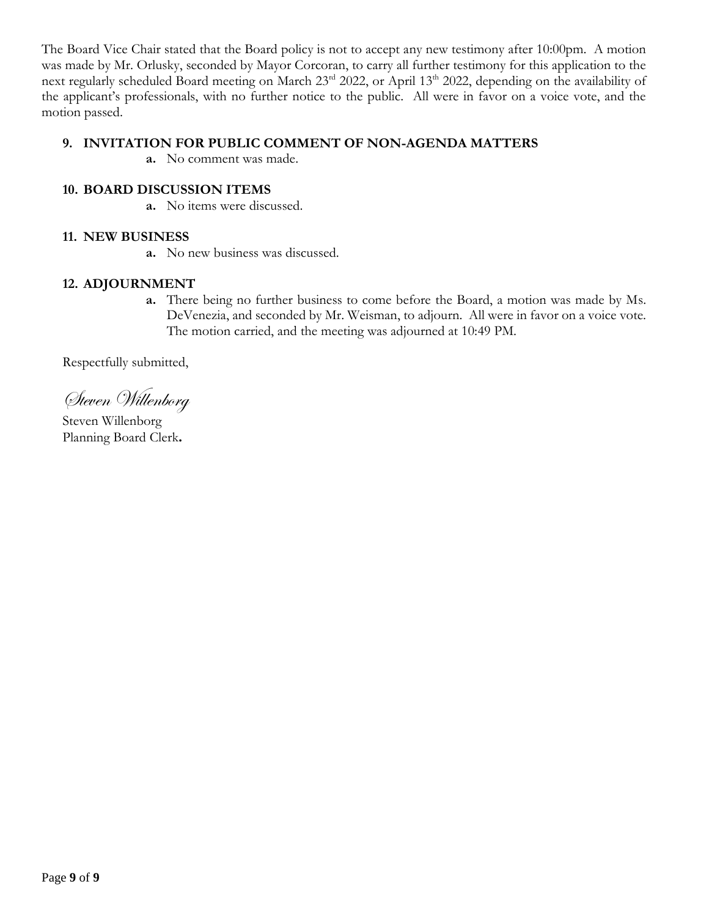The Board Vice Chair stated that the Board policy is not to accept any new testimony after 10:00pm. A motion was made by Mr. Orlusky, seconded by Mayor Corcoran, to carry all further testimony for this application to the next regularly scheduled Board meeting on March 23rd 2022, or April 13th 2022, depending on the availability of the applicant's professionals, with no further notice to the public. All were in favor on a voice vote, and the motion passed.

### 9. INVITATION FOR PUBLIC COMMENT OF NON-AGENDA MATTERS

**a.** No comment was made.

### 10. BOARD DISCUSSION ITEMS

**a.** No items were discussed.

### 11. NEW BUSINESS

**a.** No new business was discussed.

### 12. ADJOURNMENT

**a.** There being no further business to come before the Board, a motion was made by Ms. DeVenezia, and seconded by Mr. Weisman, to adjourn. All were in favor on a voice vote. The motion carried, and the meeting was adjourned at 10:49 PM.

Respectfully submitted,

*Steven Willenborg*

Steven Willenborg
Planning Board Clerk**.**